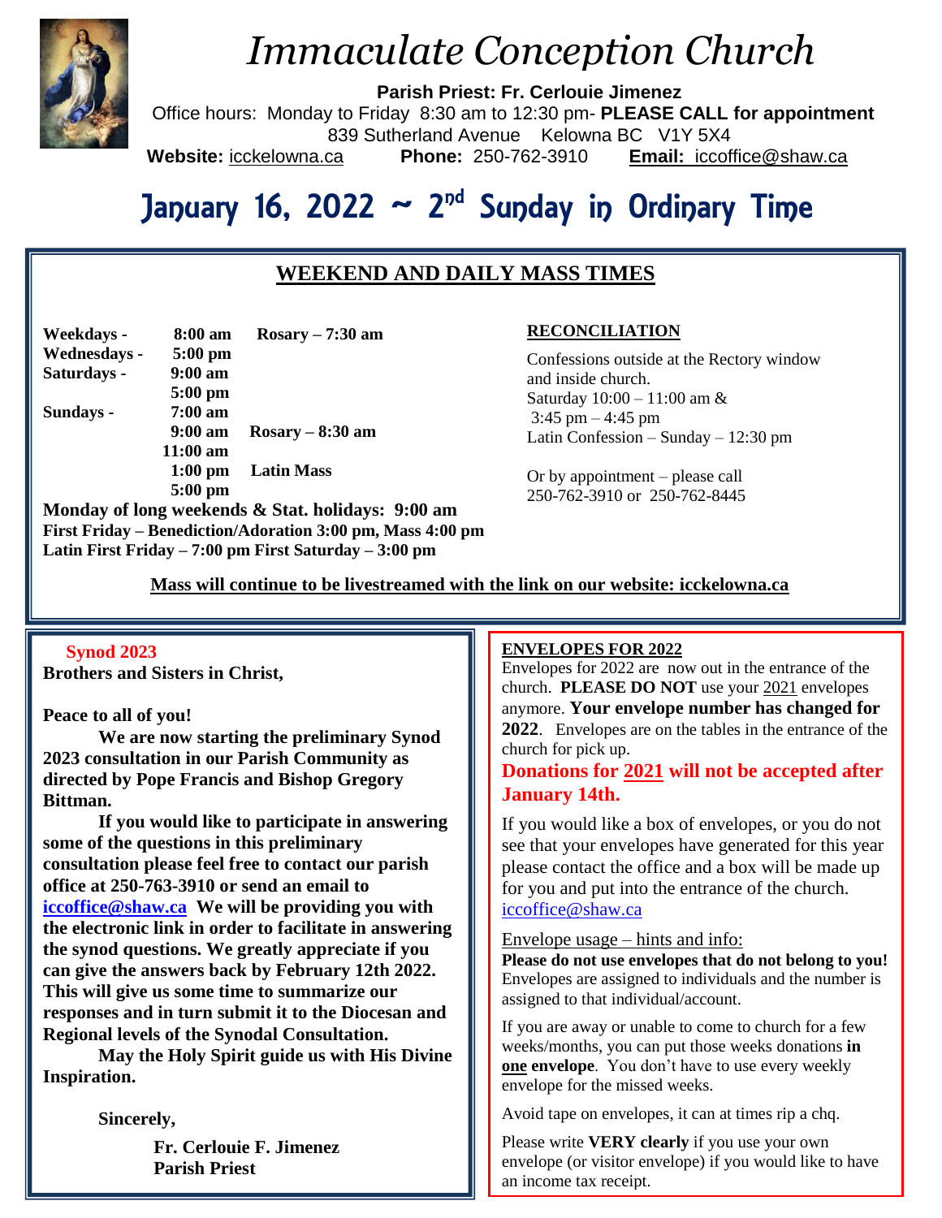# Immaculate Conception Church

**Parish Priest: Fr. Cerlouie Jimenez**

Office hours: Monday to Friday 8:30 am to 12:30 pm- **PLEASE CALL for appointment**

839 Sutherland Avenue Kelowna BC V1Y 5X4

**Website:** icckelowna.ca **Phone:** 250-762-3910 **Email:** iccoffice@shaw.ca

# January 16, 2022 ~ 2nd Sunday in Ordinary Time

## WEEKEND AND DAILY MASS TIMES

| | | |
|---|---|---|
| **Weekdays -** | **8:00 am** | **Rosary – 7:30 am** |
| **Wednesdays -** | **5:00 pm** | |
| **Saturdays -** | **9:00 am** | |
| | **5:00 pm** | |
| **Sundays -** | **7:00 am** | |
| | **9:00 am** | **Rosary – 8:30 am** |
| | **11:00 am** | |
| | **1:00 pm** | **Latin Mass** |
| | **5:00 pm** | |

**Monday of long weekends & Stat. holidays: 9:00 am**
**First Friday – Benediction/Adoration 3:00 pm, Mass 4:00 pm**
**Latin First Friday – 7:00 pm First Saturday – 3:00 pm**

### RECONCILIATION

Confessions outside at the Rectory window and inside church.
Saturday 10:00 – 11:00 am &
3:45 pm – 4:45 pm
Latin Confession – Sunday – 12:30 pm

Or by appointment – please call
250-762-3910 or 250-762-8445

**Mass will continue to be livestreamed with the link on our website: icckelowna.ca**

### Synod 2023

**Brothers and Sisters in Christ,**

**Peace to all of you!**

**We are now starting the preliminary Synod 2023 consultation in our Parish Community as directed by Pope Francis and Bishop Gregory Bittman.**

**If you would like to participate in answering some of the questions in this preliminary consultation please feel free to contact our parish office at 250-763-3910 or send an email to iccoffice@shaw.ca We will be providing you with the electronic link in order to facilitate in answering the synod questions. We greatly appreciate if you can give the answers back by February 12th 2022. This will give us some time to summarize our responses and in turn submit it to the Diocesan and Regional levels of the Synodal Consultation.**

**May the Holy Spirit guide us with His Divine Inspiration.**

**Sincerely,**

**Fr. Cerlouie F. Jimenez**
**Parish Priest**

### ENVELOPES FOR 2022

Envelopes for 2022 are now out in the entrance of the church. **PLEASE DO NOT** use your 2021 envelopes anymore. **Your envelope number has changed for 2022**. Envelopes are on the tables in the entrance of the church for pick up.

**Donations for 2021 will not be accepted after January 14th.**

If you would like a box of envelopes, or you do not see that your envelopes have generated for this year please contact the office and a box will be made up for you and put into the entrance of the church. iccoffice@shaw.ca

Envelope usage – hints and info:

**Please do not use envelopes that do not belong to you!** Envelopes are assigned to individuals and the number is assigned to that individual/account.

If you are away or unable to come to church for a few weeks/months, you can put those weeks donations **in one envelope**. You don't have to use every weekly envelope for the missed weeks.

Avoid tape on envelopes, it can at times rip a chq.

Please write **VERY clearly** if you use your own envelope (or visitor envelope) if you would like to have an income tax receipt.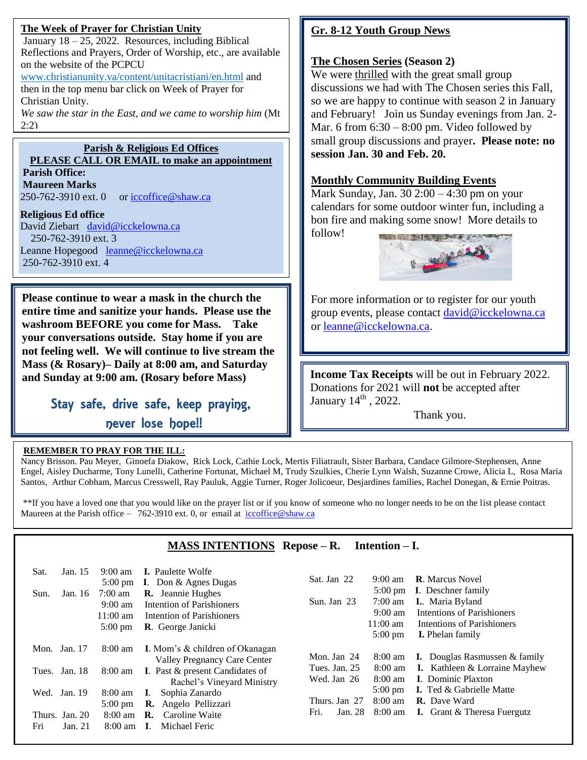## The Week of Prayer for Christian Unity

January 18 – 25, 2022. Resources, including Biblical Reflections and Prayers, Order of Worship, etc., are available on the website of the PCPCU www.christianunity.va/content/unitacristiani/en.html and then in the top menu bar click on Week of Prayer for Christian Unity.

*We saw the star in the East, and we came to worship him* (Mt 2:2)

## Parish & Religious Ed Offices

**PLEASE CALL OR EMAIL to make an appointment**

**Parish Office:**

**Maureen Marks**
250-762-3910 ext. 0 or iccoffice@shaw.ca

**Religious Ed office**
David Ziebart david@icckelowna.ca
250-762-3910 ext. 3
Leanne Hopegood leanne@icckelowna.ca
250-762-3910 ext. 4

**Please continue to wear a mask in the church the entire time and sanitize your hands. Please use the washroom BEFORE you come for Mass. Take your conversations outside. Stay home if you are not feeling well. We will continue to live stream the Mass (& Rosary)– Daily at 8:00 am, and Saturday and Sunday at 9:00 am. (Rosary before Mass)**

Stay safe, drive safe, keep praying, never lose hope!!

## Gr. 8-12 Youth Group News

### The Chosen Series (Season 2)

We were thrilled with the great small group discussions we had with The Chosen series this Fall, so we are happy to continue with season 2 in January and February! Join us Sunday evenings from Jan. 2-Mar. 6 from 6:30 – 8:00 pm. Video followed by small group discussions and prayer**. Please note: no session Jan. 30 and Feb. 20.**

### Monthly Community Building Events

Mark Sunday, Jan. 30 2:00 – 4:30 pm on your calendars for some outdoor winter fun, including a bon fire and making some snow! More details to follow!

For more information or to register for our youth group events, please contact david@icckelowna.ca or leanne@icckelowna.ca.

**Income Tax Receipts** will be out in February 2022. Donations for 2021 will **not** be accepted after January 14th , 2022.

Thank you.

### REMEMBER TO PRAY FOR THE ILL:

Nancy Brisson. Pau Meyer, Ginoefa Diakow, Rick Lock, Cathie Lock, Mertis Filiatrault, Sister Barbara, Candace Gilmore-Stephensen, Anne Engel, Aisley Ducharme, Tony Lunelli, Catherine Fortunat, Michael M, Trudy Szulkies, Cherie Lynn Walsh, Suzanne Crowe, Alicia L, Rosa Maria Santos, Arthur Cobham, Marcus Cresswell, Ray Pauluk, Aggie Turner, Roger Jolicoeur, Desjardines families, Rachel Donegan, & Ernie Poitras.

**If you have a loved one that you would like on the prayer list or if you know of someone who no longer needs to be on the list please contact Maureen at the Parish office – 762-3910 ext. 0, or email at iccoffice@shaw.ca

## MASS INTENTIONS Repose – R. Intention – I.

| Day | Date | Time | Intention |
|---|---|---|---|
| Sat. | Jan. 15 | 9:00 am | **I.** Paulette Wolfe |
| | | 5:00 pm | **I.** Don & Agnes Dugas |
| Sun. | Jan. 16 | 7:00 am | **R.** Jeannie Hughes |
| | | 9:00 am | Intention of Parishioners |
| | | 11:00 am | Intention of Parishioners |
| | | 5:00 pm | **R.** George Janicki |
| Mon. | Jan. 17 | 8:00 am | **I.** Mom's & children of Okanagan Valley Pregnancy Care Center |
| Tues. | Jan. 18 | 8:00 am | **I.** Past & present Candidates of Rachel's Vineyard Ministry |
| Wed. | Jan. 19 | 8:00 am | **I.** Sophia Zanardo |
| | | 5:00 pm | **R.** Angelo Pellizzari |
| Thurs. | Jan. 20 | 8:00 am | **R.** Caroline Waite |
| Fri | Jan. 21 | 8:00 am | **I.** Michael Feric |
| Sat. | Jan 22 | 9:00 am | **R.** Marcus Novel |
| | | 5:00 pm | **I.** Deschner family |
| Sun. | Jan 23 | 7:00 am | **I.**. Maria Byland |
| | | 9:00 am | Intentions of Parishioners |
| | | 11:00 am | Intentions of Parishioners |
| | | 5:00 pm | **I.** Phelan family |
| Mon. | Jan 24 | 8:00 am | **I.** Douglas Rasmussen & family |
| Tues. | Jan. 25 | 8:00 am | **I.** Kathleen & Lorraine Mayhew |
| Wed. | Jan 26 | 8:00 am | **I.** Dominic Plaxton |
| | | 5:00 pm | **I.** Ted & Gabrielle Matte |
| Thurs. | Jan 27 | 8:00 am | **R.** Dave Ward |
| Fri. | Jan. 28 | 8:00 am | **I.** Grant & Theresa Fuergutz |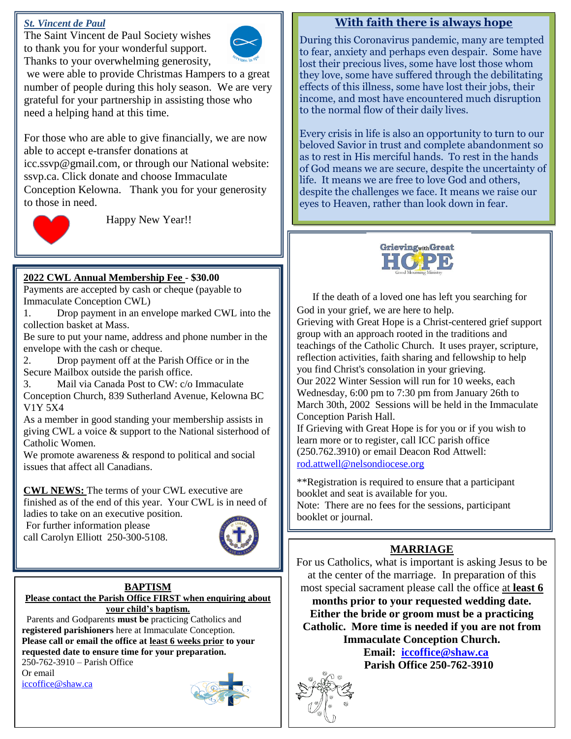### *St. Vincent de Paul*

The Saint Vincent de Paul Society wishes to thank you for your wonderful support. Thanks to your overwhelming generosity, we were able to provide Christmas Hampers to a great number of people during this holy season. We are very grateful for your partnership in assisting those who need a helping hand at this time.

For those who are able to give financially, we are now able to accept e-transfer donations at icc.ssvp@gmail.com, or through our National website: ssvp.ca. Click donate and choose Immaculate Conception Kelowna. Thank you for your generosity to those in need.

Happy New Year!!

### 2022 CWL Annual Membership Fee - $30.00

Payments are accepted by cash or cheque (payable to Immaculate Conception CWL)

1. Drop payment in an envelope marked CWL into the collection basket at Mass.

Be sure to put your name, address and phone number in the envelope with the cash or cheque.

2. Drop payment off at the Parish Office or in the Secure Mailbox outside the parish office.
3. Mail via Canada Post to CW: c/o Immaculate Conception Church, 839 Sutherland Avenue, Kelowna BC V1Y 5X4

As a member in good standing your membership assists in giving CWL a voice & support to the National sisterhood of Catholic Women.

We promote awareness & respond to political and social issues that affect all Canadians.

**CWL NEWS:** The terms of your CWL executive are finished as of the end of this year. Your CWL is in need of ladies to take on an executive position.

For further information please call Carolyn Elliott 250-300-5108.

### BAPTISM

**Please contact the Parish Office FIRST when enquiring about your child's baptism.**

Parents and Godparents **must be** practicing Catholics and **registered parishioners** here at Immaculate Conception. **Please call or email the office at least 6 weeks prior to your requested date to ensure time for your preparation.**

250-762-3910 – Parish Office

Or email

iccoffice@shaw.ca

### With faith there is always hope

During this Coronavirus pandemic, many are tempted to fear, anxiety and perhaps even despair. Some have lost their precious lives, some have lost those whom they love, some have suffered through the debilitating effects of this illness, some have lost their jobs, their income, and most have encountered much disruption to the normal flow of their daily lives.

Every crisis in life is also an opportunity to turn to our beloved Savior in trust and complete abandonment so as to rest in His merciful hands. To rest in the hands of God means we are secure, despite the uncertainty of life. It means we are free to love God and others, despite the challenges we face. It means we raise our eyes to Heaven, rather than look down in fear.

### Grieving with Great HOPE

Good Mourning Ministry

If the death of a loved one has left you searching for God in your grief, we are here to help.

Grieving with Great Hope is a Christ-centered grief support group with an approach rooted in the traditions and teachings of the Catholic Church. It uses prayer, scripture, reflection activities, faith sharing and fellowship to help you find Christ's consolation in your grieving.

Our 2022 Winter Session will run for 10 weeks, each Wednesday, 6:00 pm to 7:30 pm from January 26th to March 30th, 2002 Sessions will be held in the Immaculate Conception Parish Hall.

If Grieving with Great Hope is for you or if you wish to learn more or to register, call ICC parish office (250.762.3910) or email Deacon Rod Attwell: rod.attwell@nelsondiocese.org

**Registration is required to ensure that a participant booklet and seat is available for you.

Note: There are no fees for the sessions, participant booklet or journal.

### MARRIAGE

For us Catholics, what is important is asking Jesus to be at the center of the marriage. In preparation of this most special sacrament please call the office at **least 6 months prior to your requested wedding date. Either the bride or groom must be a practicing Catholic. More time is needed if you are not from Immaculate Conception Church.**

**Email: iccoffice@shaw.ca**

**Parish Office 250-762-3910**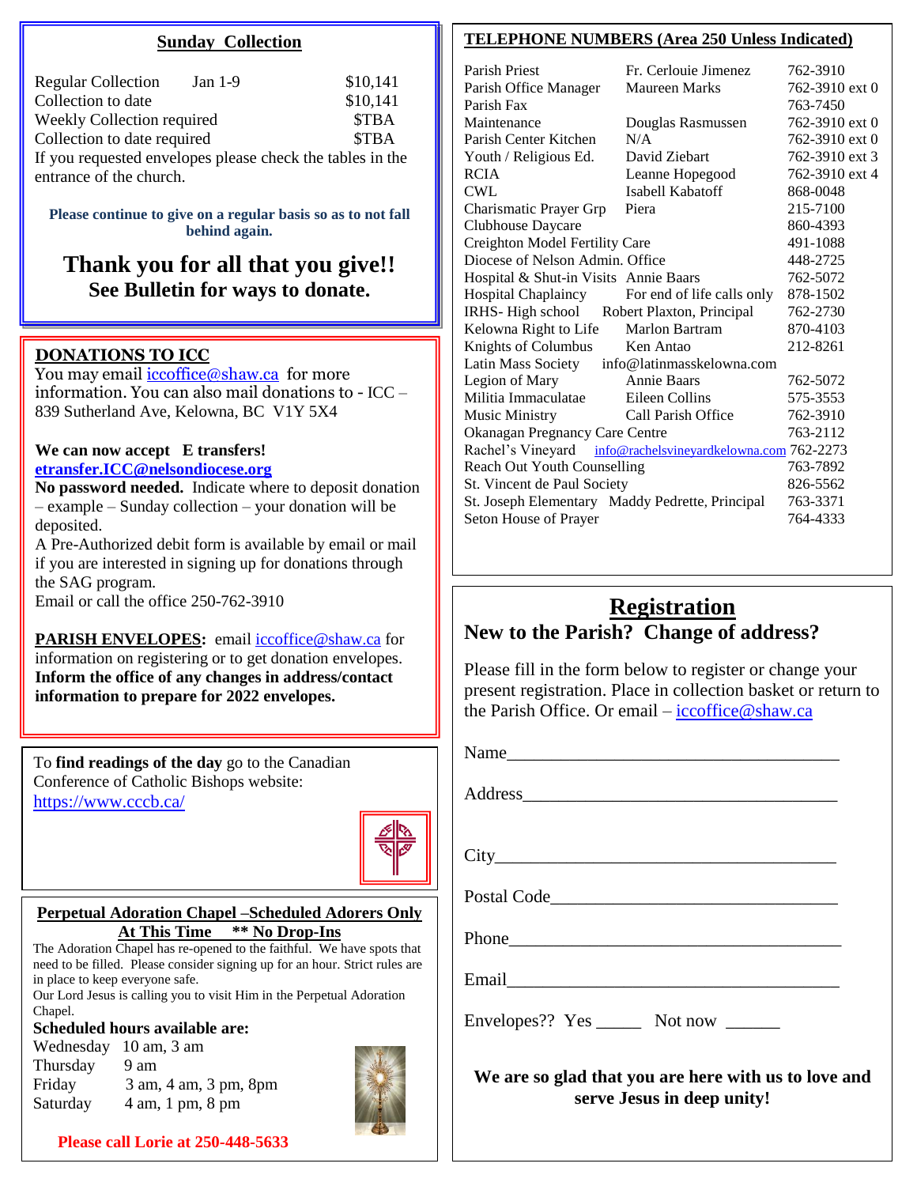## Sunday Collection

| | | |
|---|---|---|
| Regular Collection | Jan 1-9 | $10,141 |
| Collection to date | | $10,141 |
| Weekly Collection required | | $TBA |
| Collection to date required | | $TBA |

If you requested envelopes please check the tables in the entrance of the church.

**Please continue to give on a regular basis so as to not fall behind again.**

**Thank you for all that you give!!**
**See Bulletin for ways to donate.**

## DONATIONS TO ICC

You may email iccoffice@shaw.ca for more information. You can also mail donations to - ICC – 839 Sutherland Ave, Kelowna, BC V1Y 5X4

**We can now accept E transfers!**
**etransfer.ICC@nelsondiocese.org**
**No password needed.** Indicate where to deposit donation – example – Sunday collection – your donation will be deposited.
A Pre-Authorized debit form is available by email or mail if you are interested in signing up for donations through the SAG program.
Email or call the office 250-762-3910

**PARISH ENVELOPES:** email iccoffice@shaw.ca for information on registering or to get donation envelopes. **Inform the office of any changes in address/contact information to prepare for 2022 envelopes.**

To **find readings of the day** go to the Canadian Conference of Catholic Bishops website: https://www.cccb.ca/

## Perpetual Adoration Chapel –Scheduled Adorers Only At This Time ** No Drop-Ins

The Adoration Chapel has re-opened to the faithful. We have spots that need to be filled. Please consider signing up for an hour. Strict rules are in place to keep everyone safe.
Our Lord Jesus is calling you to visit Him in the Perpetual Adoration Chapel.

**Scheduled hours available are:**

| | |
|---|---|
| Wednesday | 10 am, 3 am |
| Thursday | 9 am |
| Friday | 3 am, 4 am, 3 pm, 8pm |
| Saturday | 4 am, 1 pm, 8 pm |

**Please call Lorie at 250-448-5633**

## TELEPHONE NUMBERS (Area 250 Unless Indicated)

| | | |
|---|---|---|
| Parish Priest | Fr. Cerlouie Jimenez | 762-3910 |
| Parish Office Manager | Maureen Marks | 762-3910 ext 0 |
| Parish Fax | | 763-7450 |
| Maintenance | Douglas Rasmussen | 762-3910 ext 0 |
| Parish Center Kitchen | N/A | 762-3910 ext 0 |
| Youth / Religious Ed. | David Ziebart | 762-3910 ext 3 |
| RCIA | Leanne Hopegood | 762-3910 ext 4 |
| CWL | Isabell Kabatoff | 868-0048 |
| Charismatic Prayer Grp | Piera | 215-7100 |
| Clubhouse Daycare | | 860-4393 |
| Creighton Model Fertility Care | | 491-1088 |
| Diocese of Nelson Admin. Office | | 448-2725 |
| Hospital & Shut-in Visits | Annie Baars | 762-5072 |
| Hospital Chaplaincy | For end of life calls only | 878-1502 |
| IRHS- High school | Robert Plaxton, Principal | 762-2730 |
| Kelowna Right to Life | Marlon Bartram | 870-4103 |
| Knights of Columbus | Ken Antao | 212-8261 |
| Latin Mass Society | info@latinmasskelowna.com | |
| Legion of Mary | Annie Baars | 762-5072 |
| Militia Immaculatae | Eileen Collins | 575-3553 |
| Music Ministry | Call Parish Office | 762-3910 |
| Okanagan Pregnancy Care Centre | | 763-2112 |
| Rachel's Vineyard | info@rachelsvineyardkelowna.com | 762-2273 |
| Reach Out Youth Counselling | | 763-7892 |
| St. Vincent de Paul Society | | 826-5562 |
| St. Joseph Elementary | Maddy Pedrette, Principal | 763-3371 |
| Seton House of Prayer | | 764-4333 |

## Registration

### New to the Parish? Change of address?

Please fill in the form below to register or change your present registration. Place in collection basket or return to the Parish Office. Or email – iccoffice@shaw.ca

Name_____________________________________

Address___________________________________

City______________________________________

Postal Code________________________________

Phone_____________________________________

Email_____________________________________

Envelopes?? Yes _____ Not now ______

**We are so glad that you are here with us to love and serve Jesus in deep unity!**